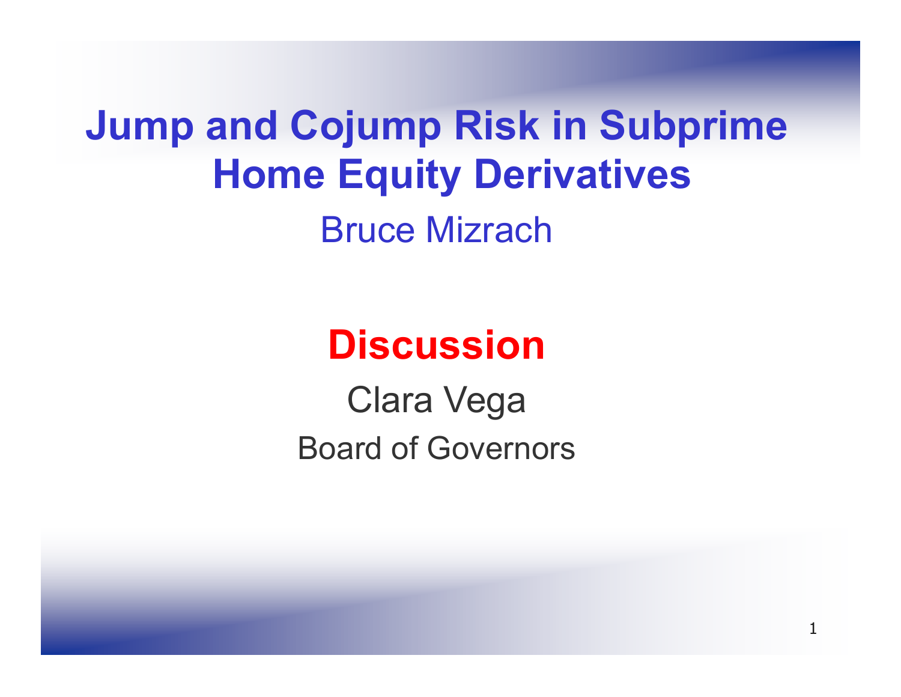# Jump and Cojump Risk in Subprime Home Equity Derivatives

Bruce Mizrach

## Discussion

Clara Vega

Board of Governors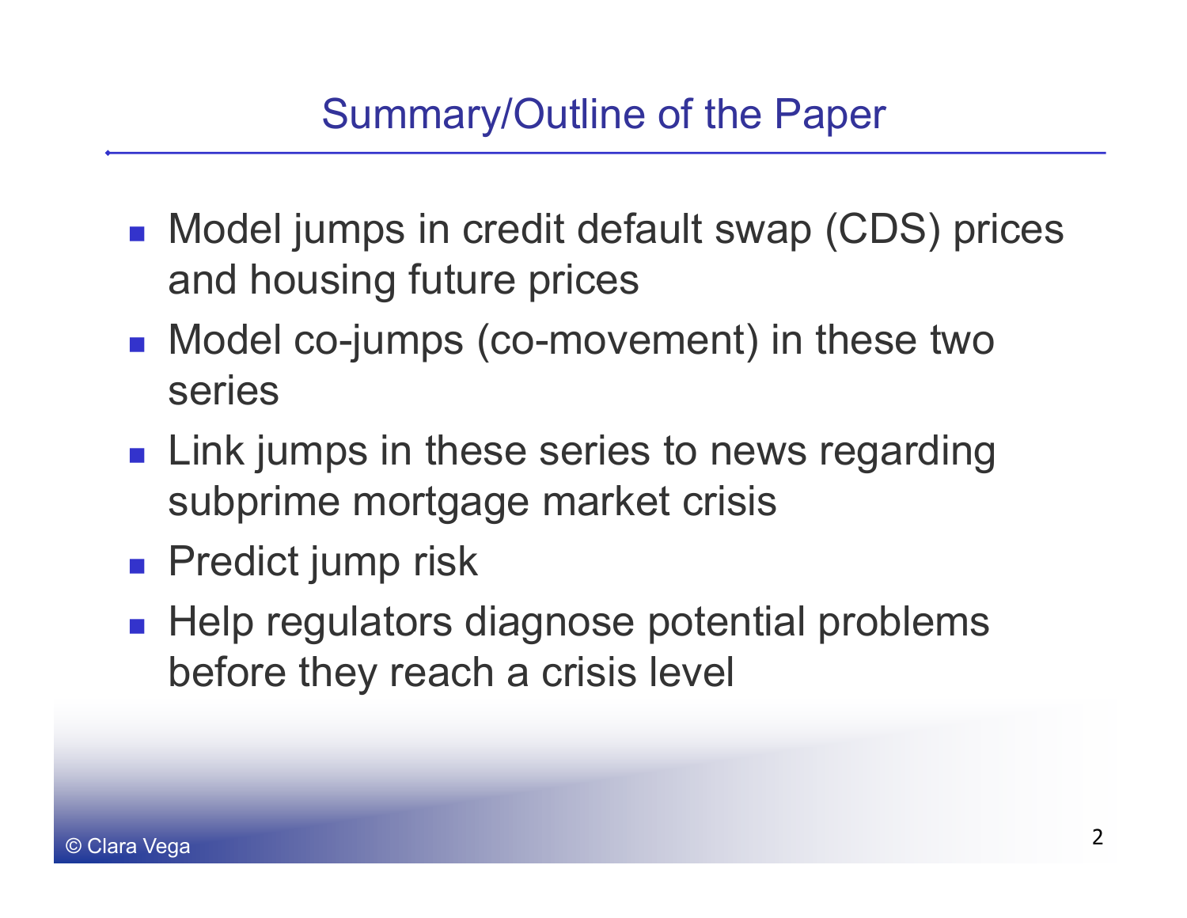# Summary/Outline of the Paper

- Model jumps in credit default swap (CDS) prices and housing future prices
- Model co-jumps (co-movement) in these two series
- Link jumps in these series to news regarding subprime mortgage market crisis
- Predict jump risk
- Help regulators diagnose potential problems before they reach a crisis level

© Clara Vega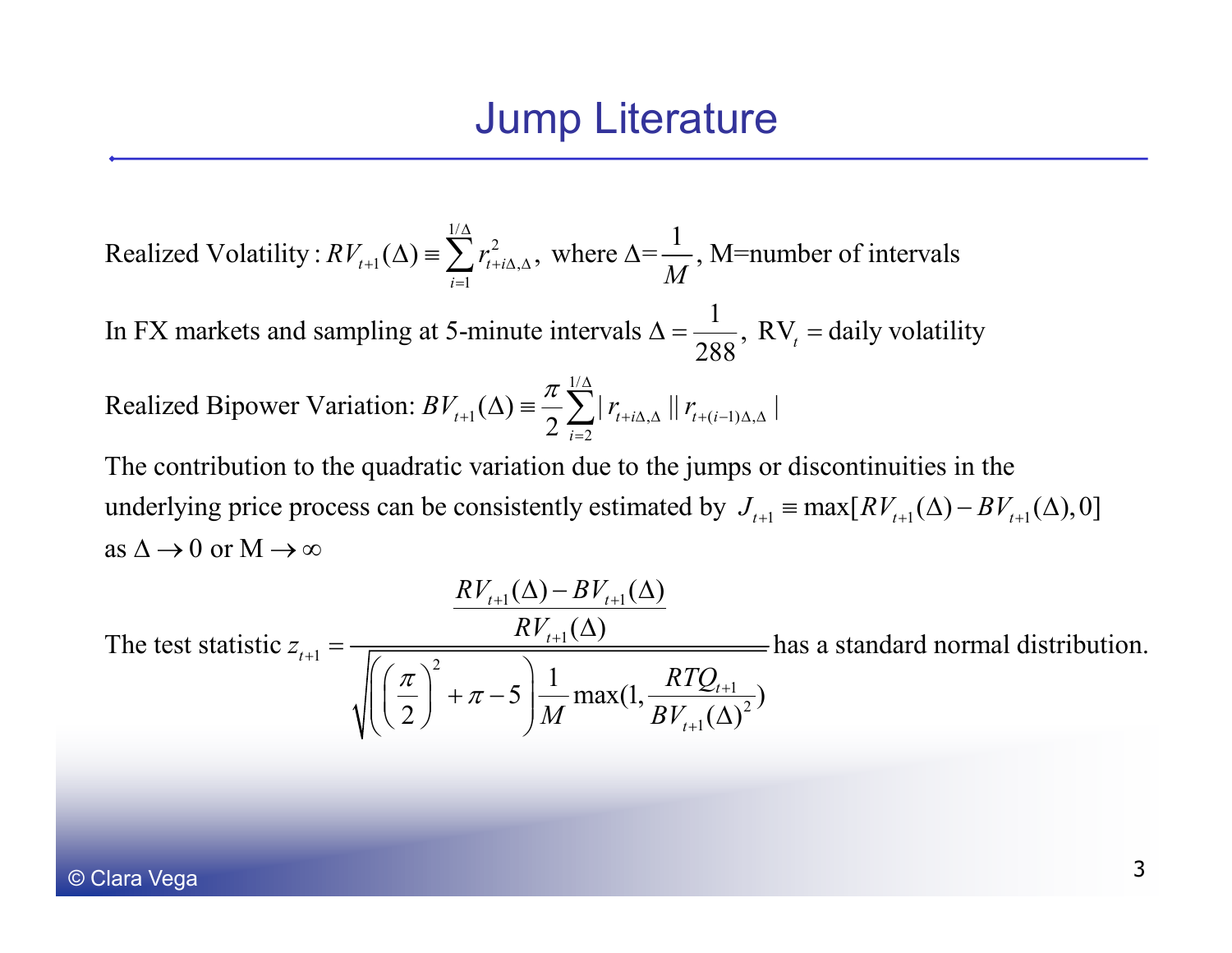# Jump Literature

Realized Volatility : $RV_{t+1}(\Delta) \equiv \sum_{i=1}^{1/\Delta} r^2_{t+i\Delta,\Delta}$, where $\Delta = \frac{1}{M}$, M=number of intervals

In FX markets and sampling at 5-minute intervals $\Delta = \frac{1}{288}$, $\mathrm{RV}_t =$ daily volatility

Realized Bipower Variation: $BV_{t+1}(\Delta) \equiv \frac{\pi}{2} \sum_{i=2}^{1/\Delta} |r_{t+i\Delta,\Delta}||r_{t+(i-1)\Delta,\Delta}|$

The contribution to the quadratic variation due to the jumps or discontinuities in the underlying price process can be consistently estimated by $J_{t+1} \equiv \max[RV_{t+1}(\Delta) - BV_{t+1}(\Delta), 0]$ as $\Delta \to 0$ or $\mathrm{M} \to \infty$

The test statistic
$$z_{t+1} = \frac{\dfrac{RV_{t+1}(\Delta) - BV_{t+1}(\Delta)}{RV_{t+1}(\Delta)}}{\sqrt{\left(\left(\dfrac{\pi}{2}\right)^2 + \pi - 5\right)\dfrac{1}{M}\max(1, \dfrac{RTQ_{t+1}}{BV_{t+1}(\Delta)^2})}}$$
has a standard normal distribution.

© Clara Vega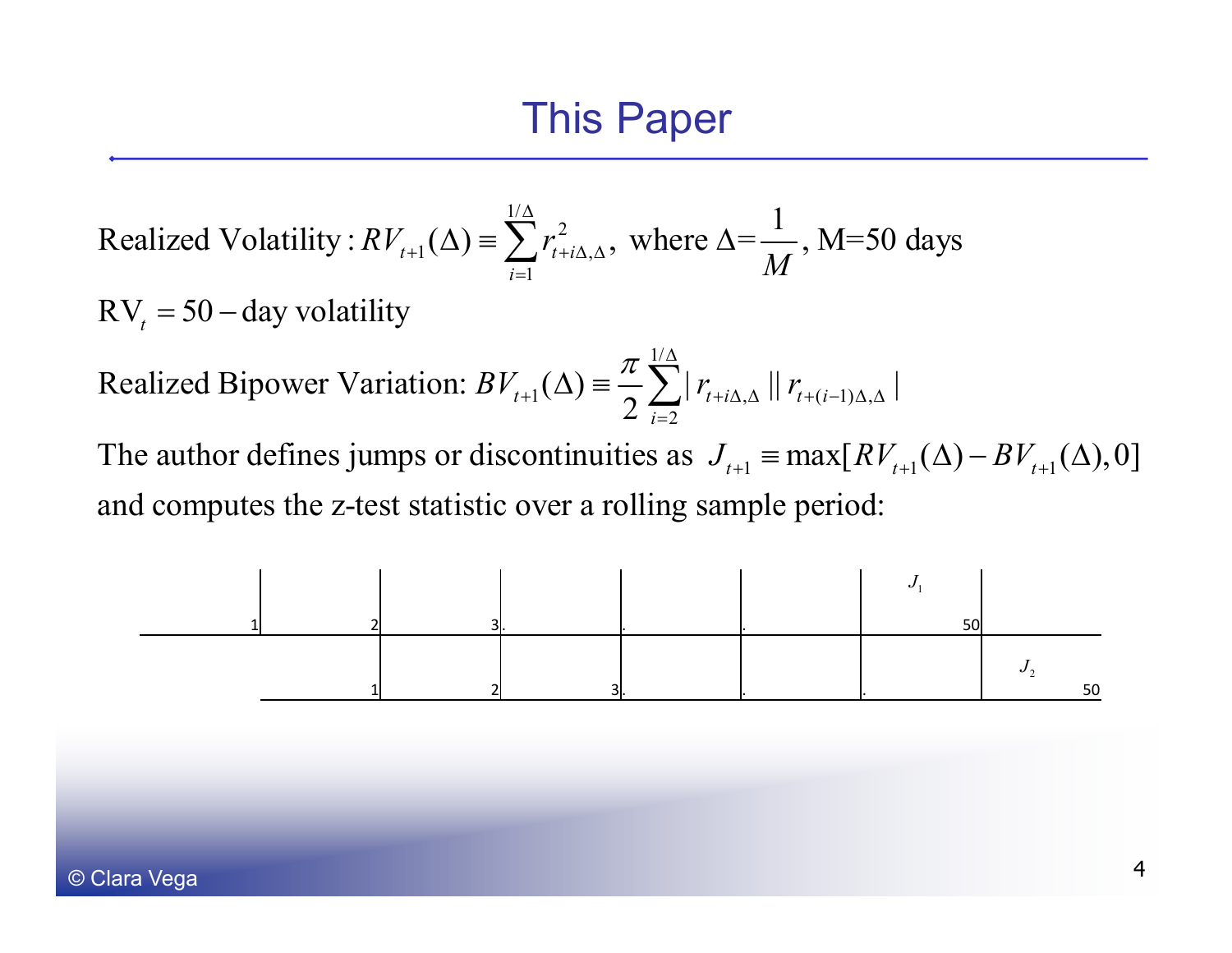# This Paper

Realized Volatility : $RV_{t+1}(\Delta) \equiv \sum_{i=1}^{1/\Delta} r_{t+i\Delta,\Delta}^2$, where $\Delta = \frac{1}{M}$, M=50 days

$\text{RV}_t = 50-\text{day volatility}$

Realized Bipower Variation: $BV_{t+1}(\Delta) \equiv \frac{\pi}{2} \sum_{i=2}^{1/\Delta} |r_{t+i\Delta,\Delta}||r_{t+(i-1)\Delta,\Delta}|$

The author defines jumps or discontinuities as $J_{t+1} \equiv \max[RV_{t+1}(\Delta) - BV_{t+1}(\Delta), 0]$ and computes the z-test statistic over a rolling sample period:

| 1 | 2 | 3. | . | . | 50 ($J_1$) | |
|---|---|---|---|---|---|---|
| | 1 | 2 | 3. | . | . | 50 ($J_2$) |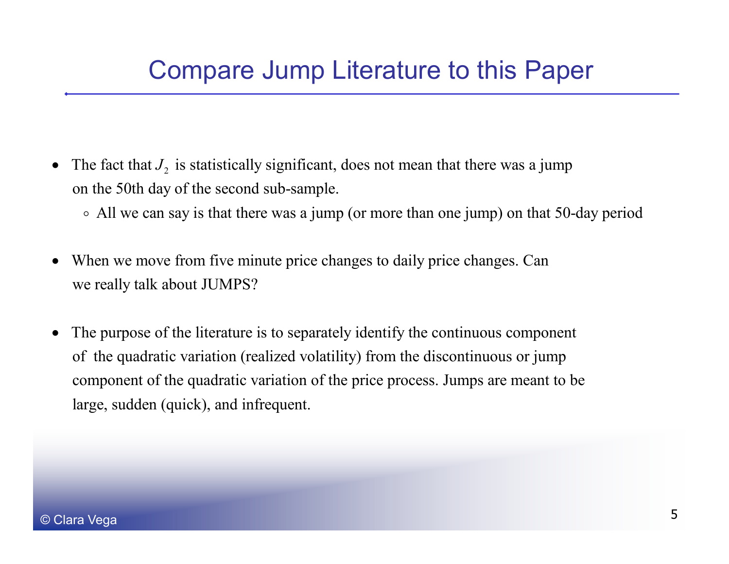# Compare Jump Literature to this Paper

- The fact that $J_2$ is statistically significant, does not mean that there was a jump on the 50th day of the second sub-sample.
  - All we can say is that there was a jump (or more than one jump) on that 50-day period

- When we move from five minute price changes to daily price changes. Can we really talk about JUMPS?

- The purpose of the literature is to separately identify the continuous component of the quadratic variation (realized volatility) from the discontinuous or jump component of the quadratic variation of the price process. Jumps are meant to be large, sudden (quick), and infrequent.

© Clara Vega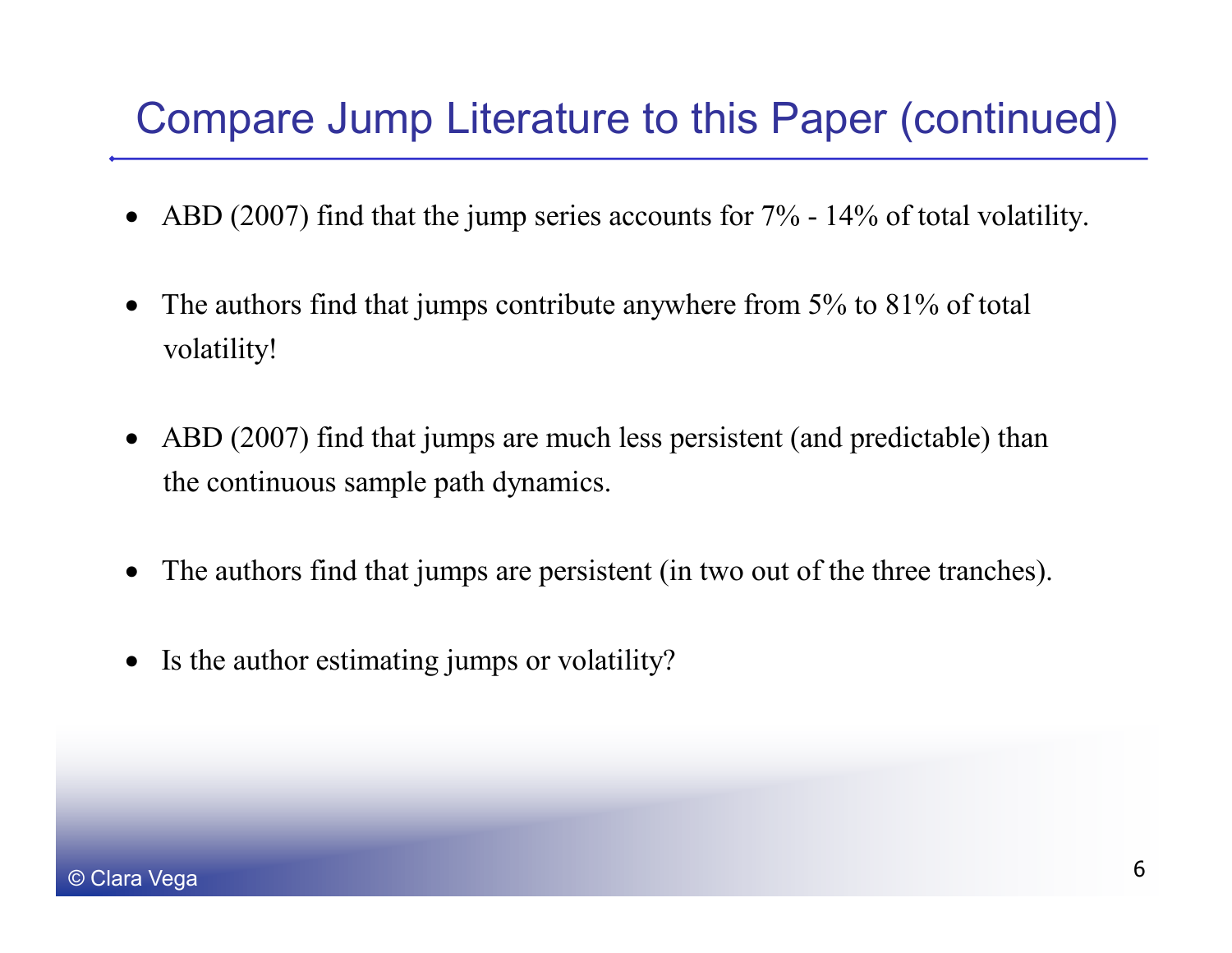# Compare Jump Literature to this Paper (continued)

- ABD (2007) find that the jump series accounts for 7% - 14% of total volatility.
- The authors find that jumps contribute anywhere from 5% to 81% of total volatility!
- ABD (2007) find that jumps are much less persistent (and predictable) than the continuous sample path dynamics.
- The authors find that jumps are persistent (in two out of the three tranches).
- Is the author estimating jumps or volatility?

© Clara Vega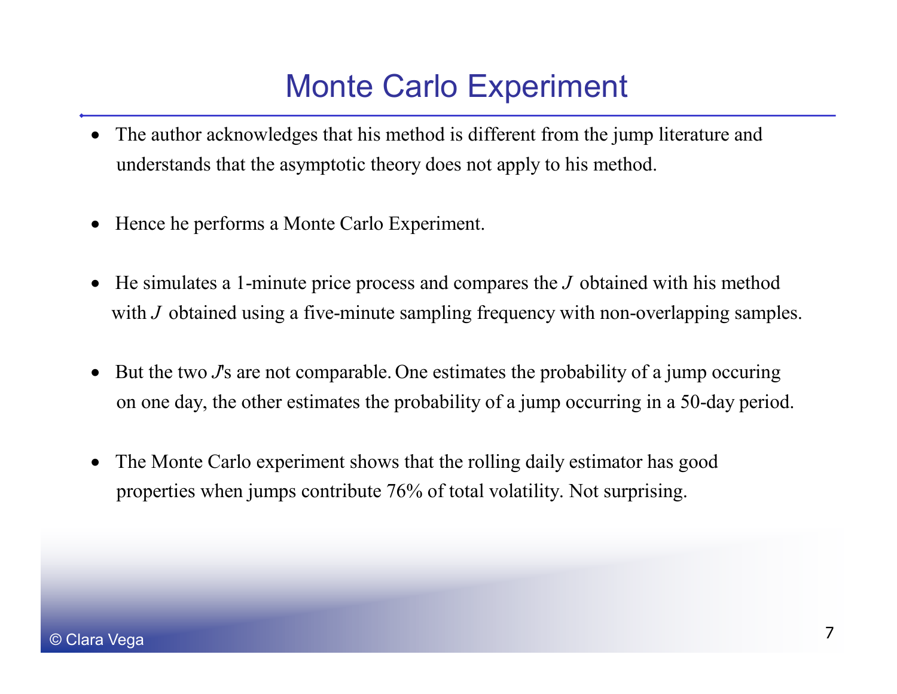# Monte Carlo Experiment

- The author acknowledges that his method is different from the jump literature and understands that the asymptotic theory does not apply to his method.

- Hence he performs a Monte Carlo Experiment.

- He simulates a 1-minute price process and compares the $J$ obtained with his method with $J$ obtained using a five-minute sampling frequency with non-overlapping samples.

- But the two $J$'s are not comparable. One estimates the probability of a jump occuring on one day, the other estimates the probability of a jump occurring in a 50-day period.

- The Monte Carlo experiment shows that the rolling daily estimator has good properties when jumps contribute 76% of total volatility. Not surprising.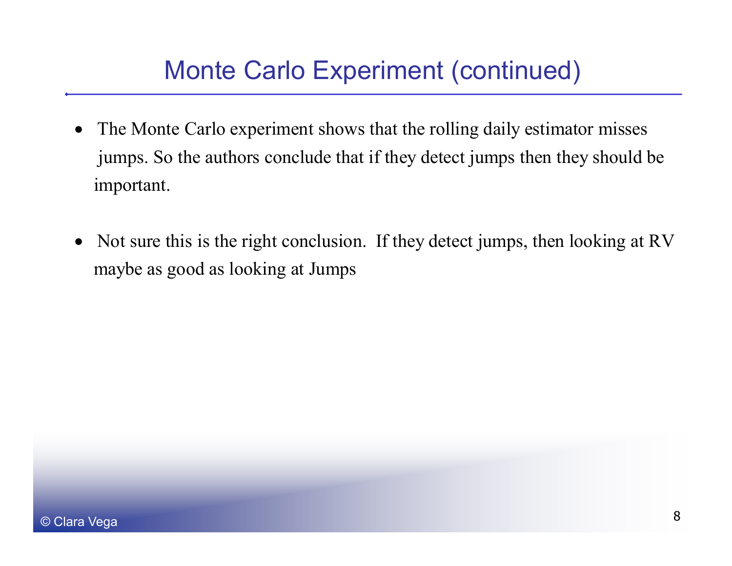# Monte Carlo Experiment (continued)

- The Monte Carlo experiment shows that the rolling daily estimator misses jumps. So the authors conclude that if they detect jumps then they should be important.

- Not sure this is the right conclusion. If they detect jumps, then looking at RV maybe as good as looking at Jumps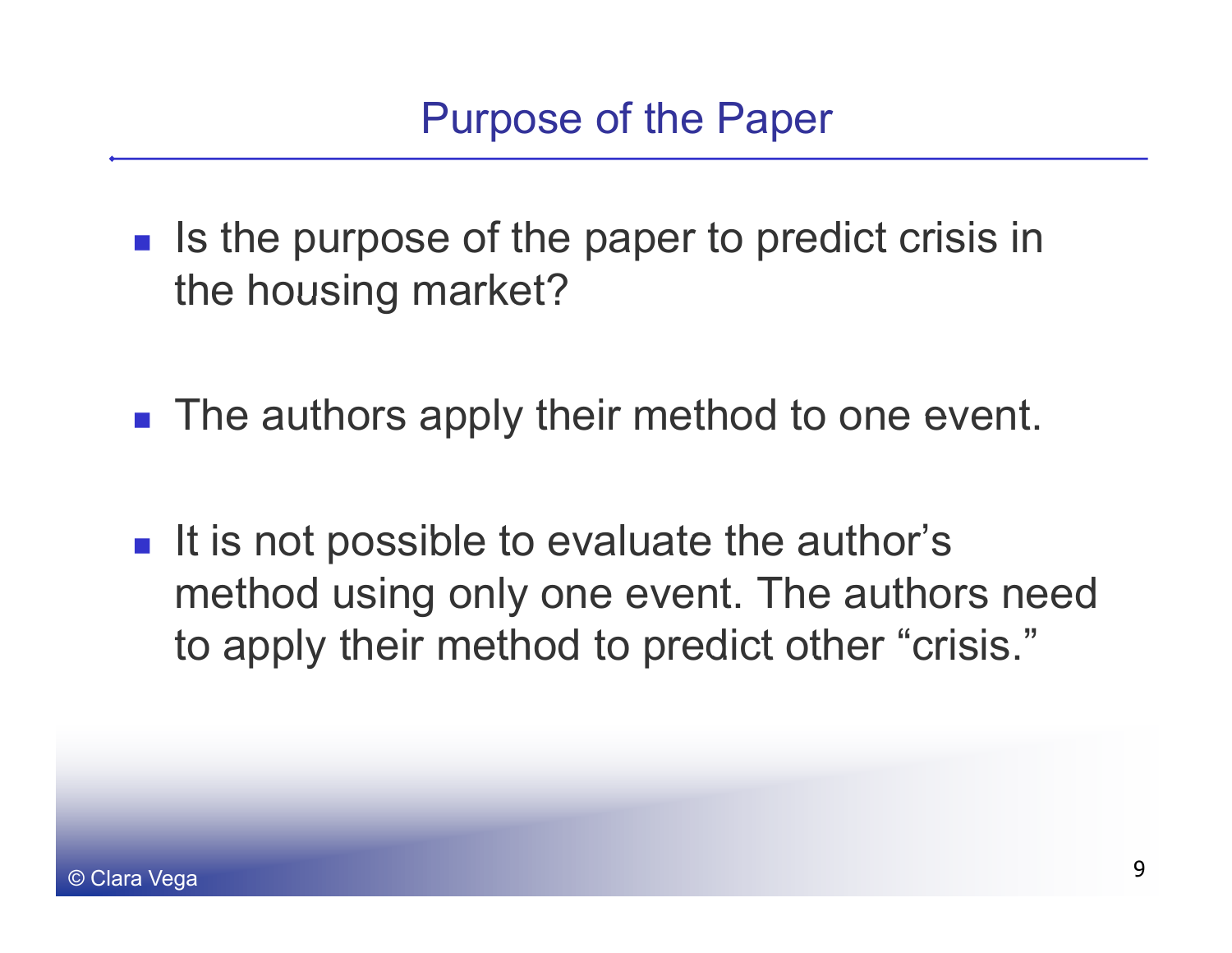# Purpose of the Paper

- Is the purpose of the paper to predict crisis in the housing market?
- The authors apply their method to one event.
- It is not possible to evaluate the author's method using only one event. The authors need to apply their method to predict other "crisis."

© Clara Vega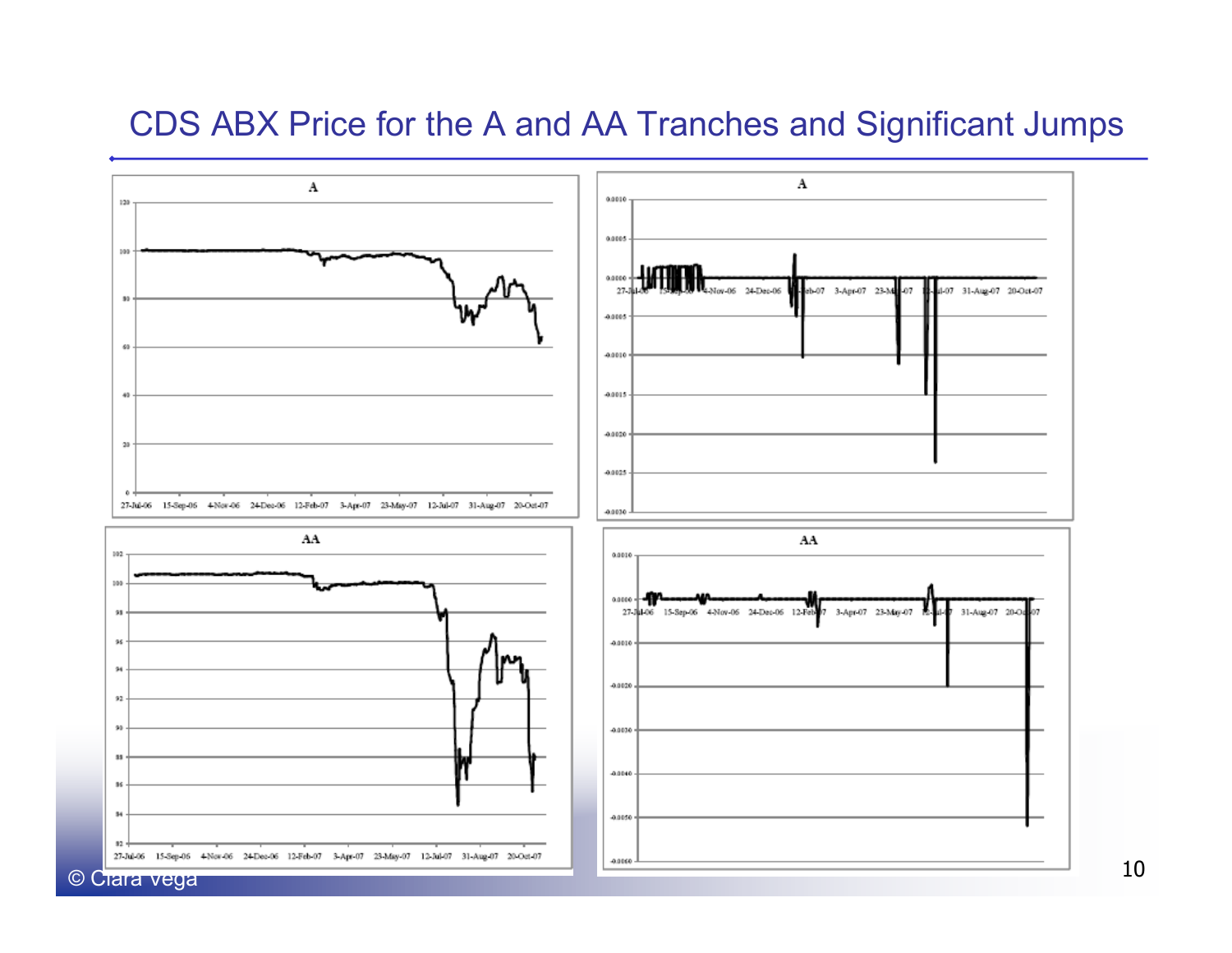# CDS ABX Price for the A and AA Tranches and Significant Jumps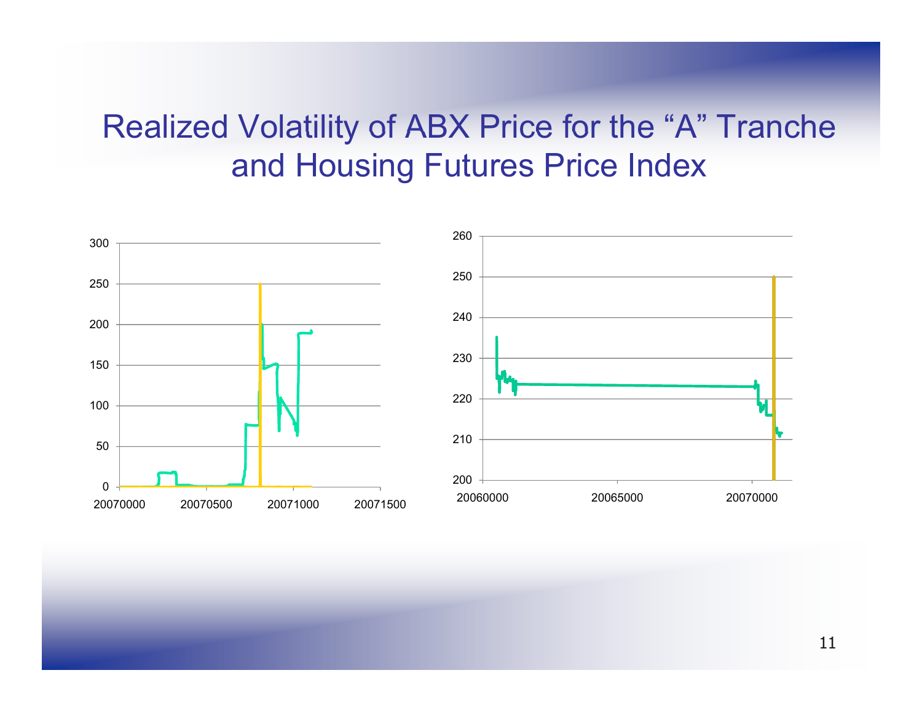# Realized Volatility of ABX Price for the "A" Tranche and Housing Futures Price Index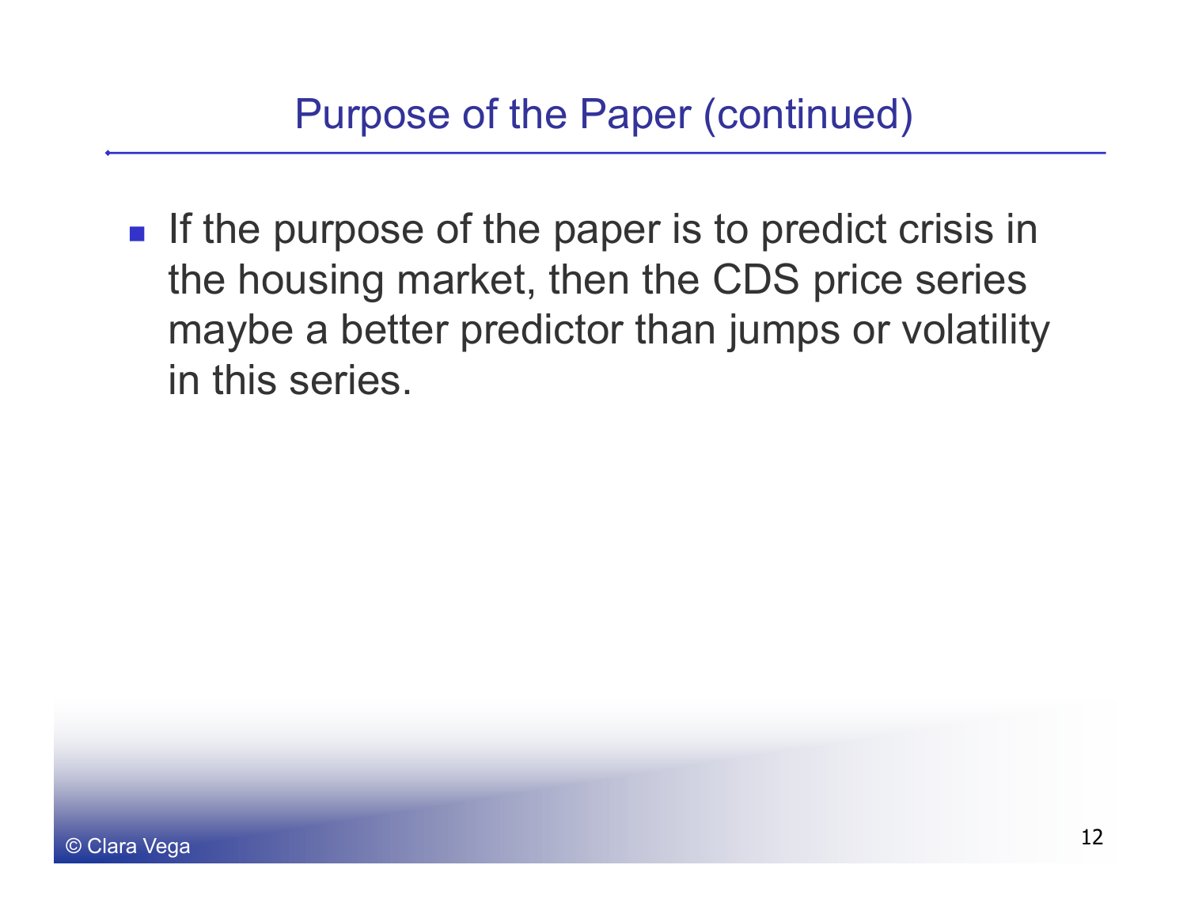# Purpose of the Paper (continued)

- If the purpose of the paper is to predict crisis in the housing market, then the CDS price series maybe a better predictor than jumps or volatility in this series.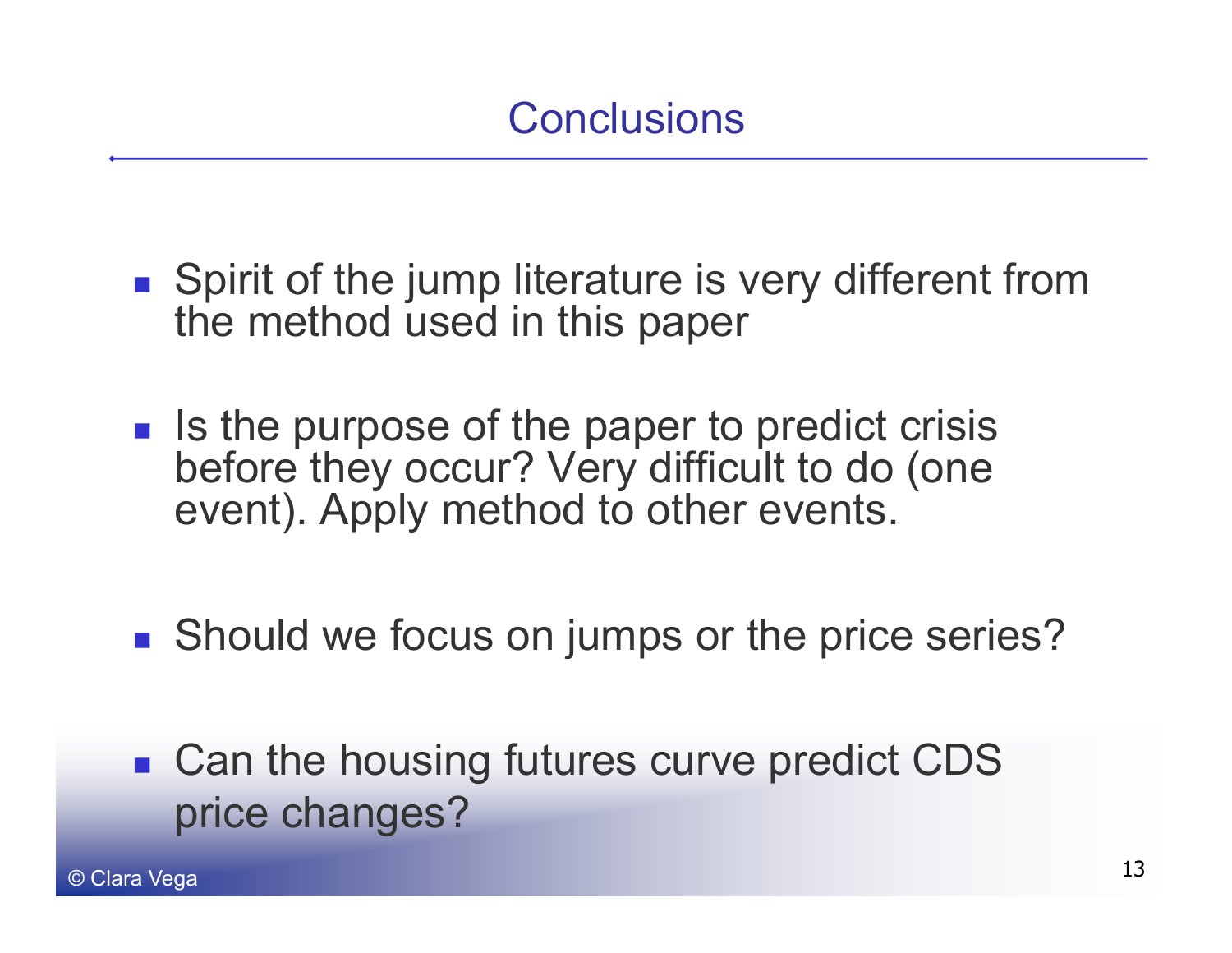# Conclusions

- Spirit of the jump literature is very different from the method used in this paper
- Is the purpose of the paper to predict crisis before they occur? Very difficult to do (one event). Apply method to other events.
- Should we focus on jumps or the price series?
- Can the housing futures curve predict CDS price changes?

© Clara Vega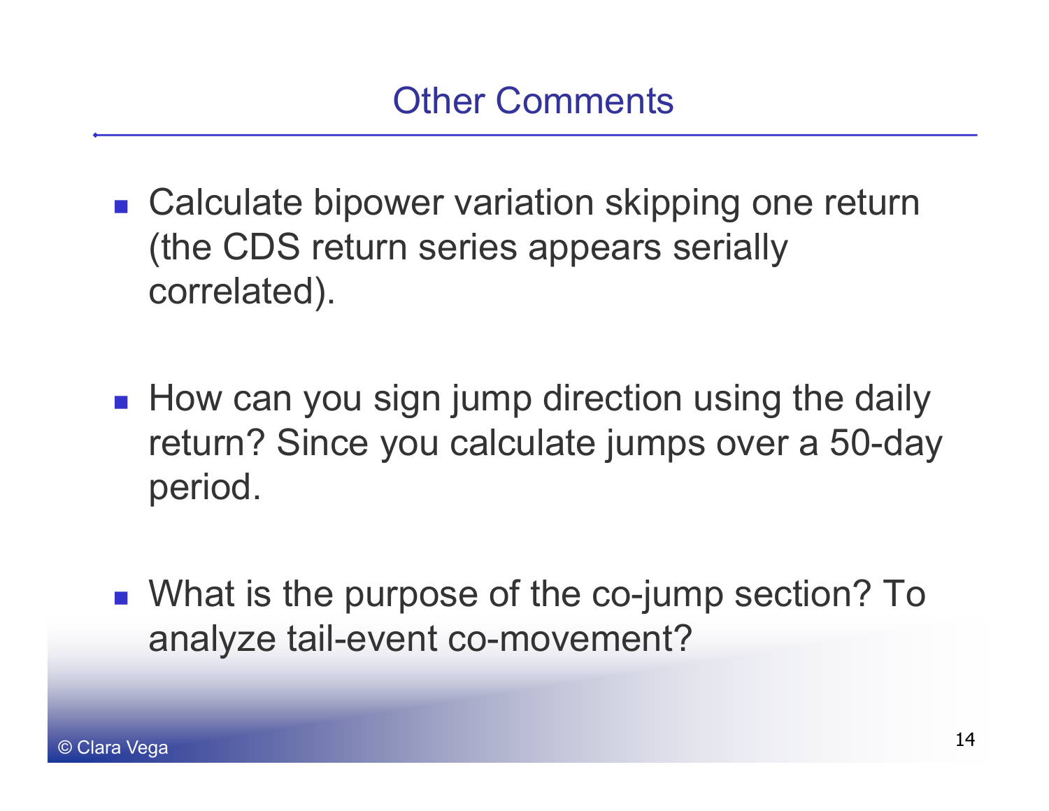# Other Comments

- Calculate bipower variation skipping one return (the CDS return series appears serially correlated).

- How can you sign jump direction using the daily return? Since you calculate jumps over a 50-day period.

- What is the purpose of the co-jump section? To analyze tail-event co-movement?

© Clara Vega